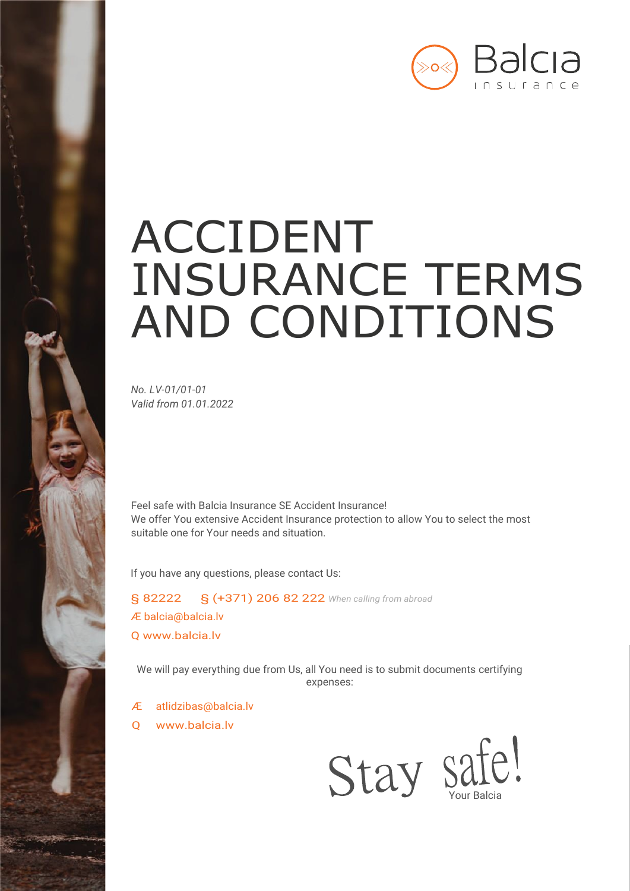Balcia insurance

# ACCIDENT INSURANCE TERMS AND CONDITIONS

*No. LV-01/01-01*
*Valid from 01.01.2022*

Feel safe with Balcia Insurance SE Accident Insurance!
We offer You extensive Accident Insurance protection to allow You to select the most suitable one for Your needs and situation.

If you have any questions, please contact Us:

§ 82222 § (+371) 206 82 222 *When calling from abroad*
Æ balcia@balcia.lv
Q www.balcia.lv

We will pay everything due from Us, all You need is to submit documents certifying expenses:

Æ atlidzibas@balcia.lv
Q www.balcia.lv

Stay safe!
Your Balcia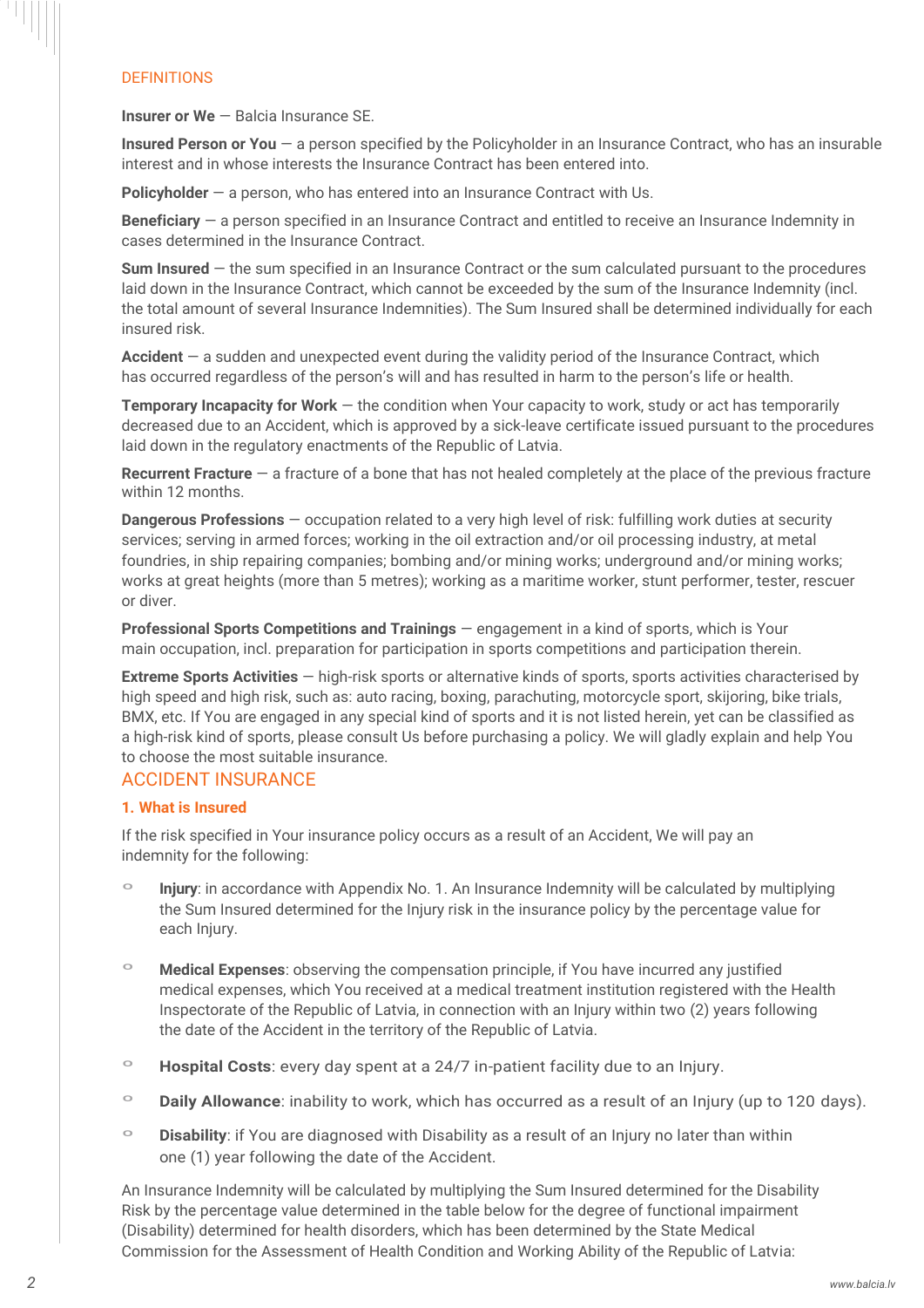## DEFINITIONS

**Insurer or We** — Balcia Insurance SE.

**Insured Person or You** — a person specified by the Policyholder in an Insurance Contract, who has an insurable interest and in whose interests the Insurance Contract has been entered into.

**Policyholder** — a person, who has entered into an Insurance Contract with Us.

**Beneficiary** — a person specified in an Insurance Contract and entitled to receive an Insurance Indemnity in cases determined in the Insurance Contract.

**Sum Insured** — the sum specified in an Insurance Contract or the sum calculated pursuant to the procedures laid down in the Insurance Contract, which cannot be exceeded by the sum of the Insurance Indemnity (incl. the total amount of several Insurance Indemnities). The Sum Insured shall be determined individually for each insured risk.

**Accident** — a sudden and unexpected event during the validity period of the Insurance Contract, which has occurred regardless of the person's will and has resulted in harm to the person's life or health.

**Temporary Incapacity for Work** — the condition when Your capacity to work, study or act has temporarily decreased due to an Accident, which is approved by a sick-leave certificate issued pursuant to the procedures laid down in the regulatory enactments of the Republic of Latvia.

**Recurrent Fracture** — a fracture of a bone that has not healed completely at the place of the previous fracture within 12 months.

**Dangerous Professions** — occupation related to a very high level of risk: fulfilling work duties at security services; serving in armed forces; working in the oil extraction and/or oil processing industry, at metal foundries, in ship repairing companies; bombing and/or mining works; underground and/or mining works; works at great heights (more than 5 metres); working as a maritime worker, stunt performer, tester, rescuer or diver.

**Professional Sports Competitions and Trainings** — engagement in a kind of sports, which is Your main occupation, incl. preparation for participation in sports competitions and participation therein.

**Extreme Sports Activities** — high-risk sports or alternative kinds of sports, sports activities characterised by high speed and high risk, such as: auto racing, boxing, parachuting, motorcycle sport, skijoring, bike trials, BMX, etc. If You are engaged in any special kind of sports and it is not listed herein, yet can be classified as a high-risk kind of sports, please consult Us before purchasing a policy. We will gladly explain and help You to choose the most suitable insurance.

# ACCIDENT INSURANCE

### 1. What is Insured

If the risk specified in Your insurance policy occurs as a result of an Accident, We will pay an indemnity for the following:

- **Injury**: in accordance with Appendix No. 1. An Insurance Indemnity will be calculated by multiplying the Sum Insured determined for the Injury risk in the insurance policy by the percentage value for each Injury.
- **Medical Expenses**: observing the compensation principle, if You have incurred any justified medical expenses, which You received at a medical treatment institution registered with the Health Inspectorate of the Republic of Latvia, in connection with an Injury within two (2) years following the date of the Accident in the territory of the Republic of Latvia.
- **Hospital Costs**: every day spent at a 24/7 in-patient facility due to an Injury.
- **Daily Allowance**: inability to work, which has occurred as a result of an Injury (up to 120 days).
- **Disability**: if You are diagnosed with Disability as a result of an Injury no later than within one (1) year following the date of the Accident.

An Insurance Indemnity will be calculated by multiplying the Sum Insured determined for the Disability Risk by the percentage value determined in the table below for the degree of functional impairment (Disability) determined for health disorders, which has been determined by the State Medical Commission for the Assessment of Health Condition and Working Ability of the Republic of Latvia: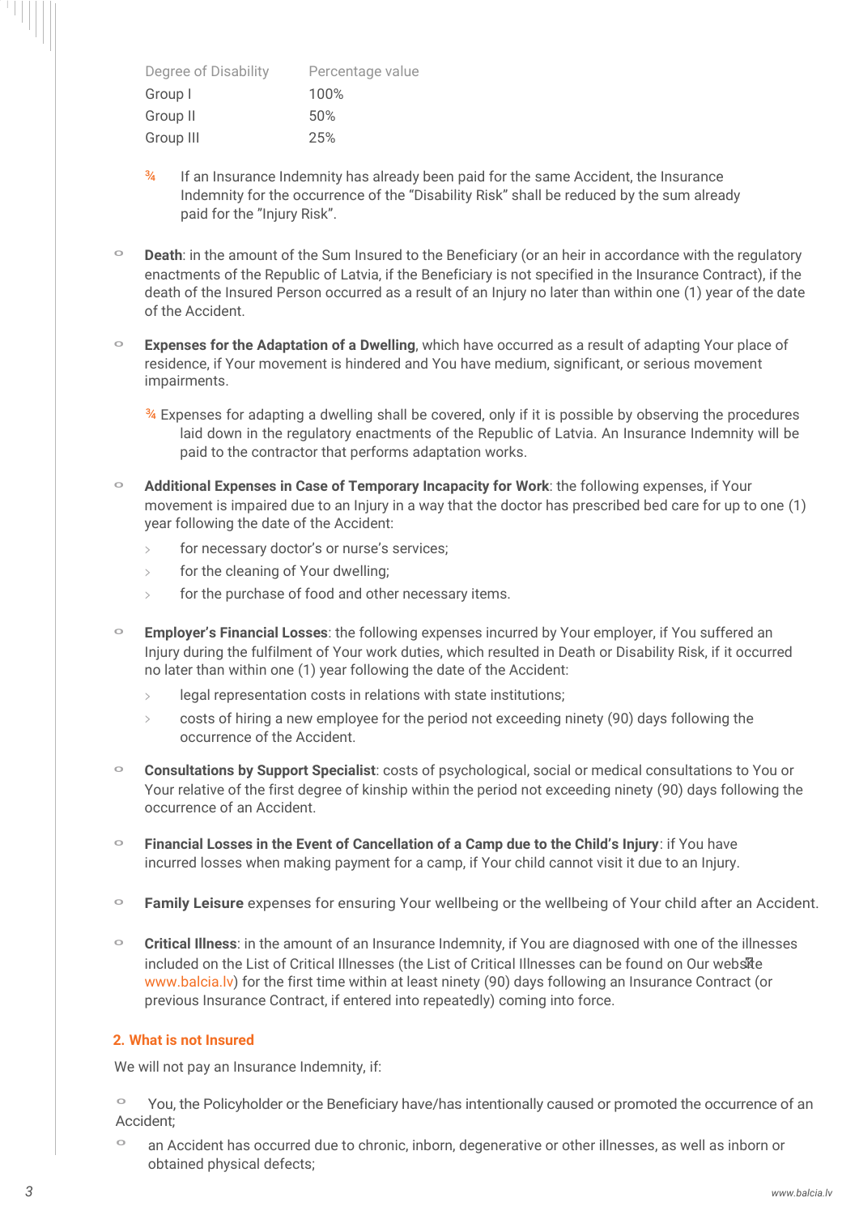| Degree of Disability | Percentage value |
| --- | --- |
| Group I | 100% |
| Group II | 50% |
| Group III | 25% |

- If an Insurance Indemnity has already been paid for the same Accident, the Insurance Indemnity for the occurrence of the "Disability Risk" shall be reduced by the sum already paid for the "Injury Risk".

- **Death**: in the amount of the Sum Insured to the Beneficiary (or an heir in accordance with the regulatory enactments of the Republic of Latvia, if the Beneficiary is not specified in the Insurance Contract), if the death of the Insured Person occurred as a result of an Injury no later than within one (1) year of the date of the Accident.

- **Expenses for the Adaptation of a Dwelling**, which have occurred as a result of adapting Your place of residence, if Your movement is hindered and You have medium, significant, or serious movement impairments.
  - Expenses for adapting a dwelling shall be covered, only if it is possible by observing the procedures laid down in the regulatory enactments of the Republic of Latvia. An Insurance Indemnity will be paid to the contractor that performs adaptation works.

- **Additional Expenses in Case of Temporary Incapacity for Work**: the following expenses, if Your movement is impaired due to an Injury in a way that the doctor has prescribed bed care for up to one (1) year following the date of the Accident:
  - for necessary doctor's or nurse's services;
  - for the cleaning of Your dwelling;
  - for the purchase of food and other necessary items.

- **Employer's Financial Losses**: the following expenses incurred by Your employer, if You suffered an Injury during the fulfilment of Your work duties, which resulted in Death or Disability Risk, if it occurred no later than within one (1) year following the date of the Accident:
  - legal representation costs in relations with state institutions;
  - costs of hiring a new employee for the period not exceeding ninety (90) days following the occurrence of the Accident.

- **Consultations by Support Specialist**: costs of psychological, social or medical consultations to You or Your relative of the first degree of kinship within the period not exceeding ninety (90) days following the occurrence of an Accident.

- **Financial Losses in the Event of Cancellation of a Camp due to the Child's Injury**: if You have incurred losses when making payment for a camp, if Your child cannot visit it due to an Injury.

- **Family Leisure** expenses for ensuring Your wellbeing or the wellbeing of Your child after an Accident.

- **Critical Illness**: in the amount of an Insurance Indemnity, if You are diagnosed with one of the illnesses included on the List of Critical Illnesses (the List of Critical Illnesses can be found on Our website www.balcia.lv) for the first time within at least ninety (90) days following an Insurance Contract (or previous Insurance Contract, if entered into repeatedly) coming into force.

## 2. What is not Insured

We will not pay an Insurance Indemnity, if:

- You, the Policyholder or the Beneficiary have/has intentionally caused or promoted the occurrence of an Accident;
- an Accident has occurred due to chronic, inborn, degenerative or other illnesses, as well as inborn or obtained physical defects;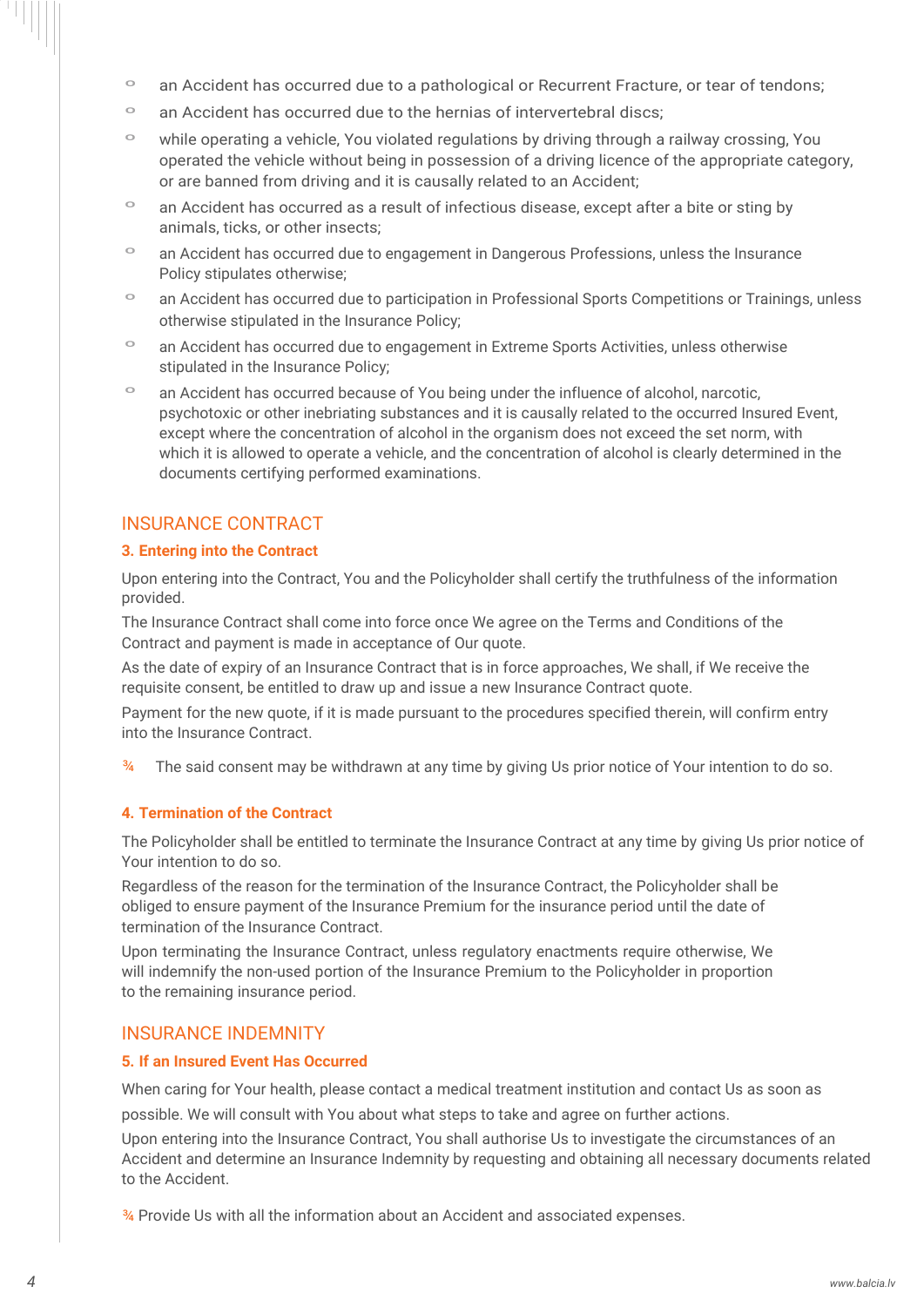- an Accident has occurred due to a pathological or Recurrent Fracture, or tear of tendons;
- an Accident has occurred due to the hernias of intervertebral discs;
- while operating a vehicle, You violated regulations by driving through a railway crossing, You operated the vehicle without being in possession of a driving licence of the appropriate category, or are banned from driving and it is causally related to an Accident;
- an Accident has occurred as a result of infectious disease, except after a bite or sting by animals, ticks, or other insects;
- an Accident has occurred due to engagement in Dangerous Professions, unless the Insurance Policy stipulates otherwise;
- an Accident has occurred due to participation in Professional Sports Competitions or Trainings, unless otherwise stipulated in the Insurance Policy;
- an Accident has occurred due to engagement in Extreme Sports Activities, unless otherwise stipulated in the Insurance Policy;
- an Accident has occurred because of You being under the influence of alcohol, narcotic, psychotoxic or other inebriating substances and it is causally related to the occurred Insured Event, except where the concentration of alcohol in the organism does not exceed the set norm, with which it is allowed to operate a vehicle, and the concentration of alcohol is clearly determined in the documents certifying performed examinations.

## INSURANCE CONTRACT

### 3. Entering into the Contract

Upon entering into the Contract, You and the Policyholder shall certify the truthfulness of the information provided.

The Insurance Contract shall come into force once We agree on the Terms and Conditions of the Contract and payment is made in acceptance of Our quote.

As the date of expiry of an Insurance Contract that is in force approaches, We shall, if We receive the requisite consent, be entitled to draw up and issue a new Insurance Contract quote.

Payment for the new quote, if it is made pursuant to the procedures specified therein, will confirm entry into the Insurance Contract.

- The said consent may be withdrawn at any time by giving Us prior notice of Your intention to do so.

### 4. Termination of the Contract

The Policyholder shall be entitled to terminate the Insurance Contract at any time by giving Us prior notice of Your intention to do so.

Regardless of the reason for the termination of the Insurance Contract, the Policyholder shall be obliged to ensure payment of the Insurance Premium for the insurance period until the date of termination of the Insurance Contract.

Upon terminating the Insurance Contract, unless regulatory enactments require otherwise, We will indemnify the non-used portion of the Insurance Premium to the Policyholder in proportion to the remaining insurance period.

## INSURANCE INDEMNITY

### 5. If an Insured Event Has Occurred

When caring for Your health, please contact a medical treatment institution and contact Us as soon as possible. We will consult with You about what steps to take and agree on further actions.

Upon entering into the Insurance Contract, You shall authorise Us to investigate the circumstances of an Accident and determine an Insurance Indemnity by requesting and obtaining all necessary documents related to the Accident.

- Provide Us with all the information about an Accident and associated expenses.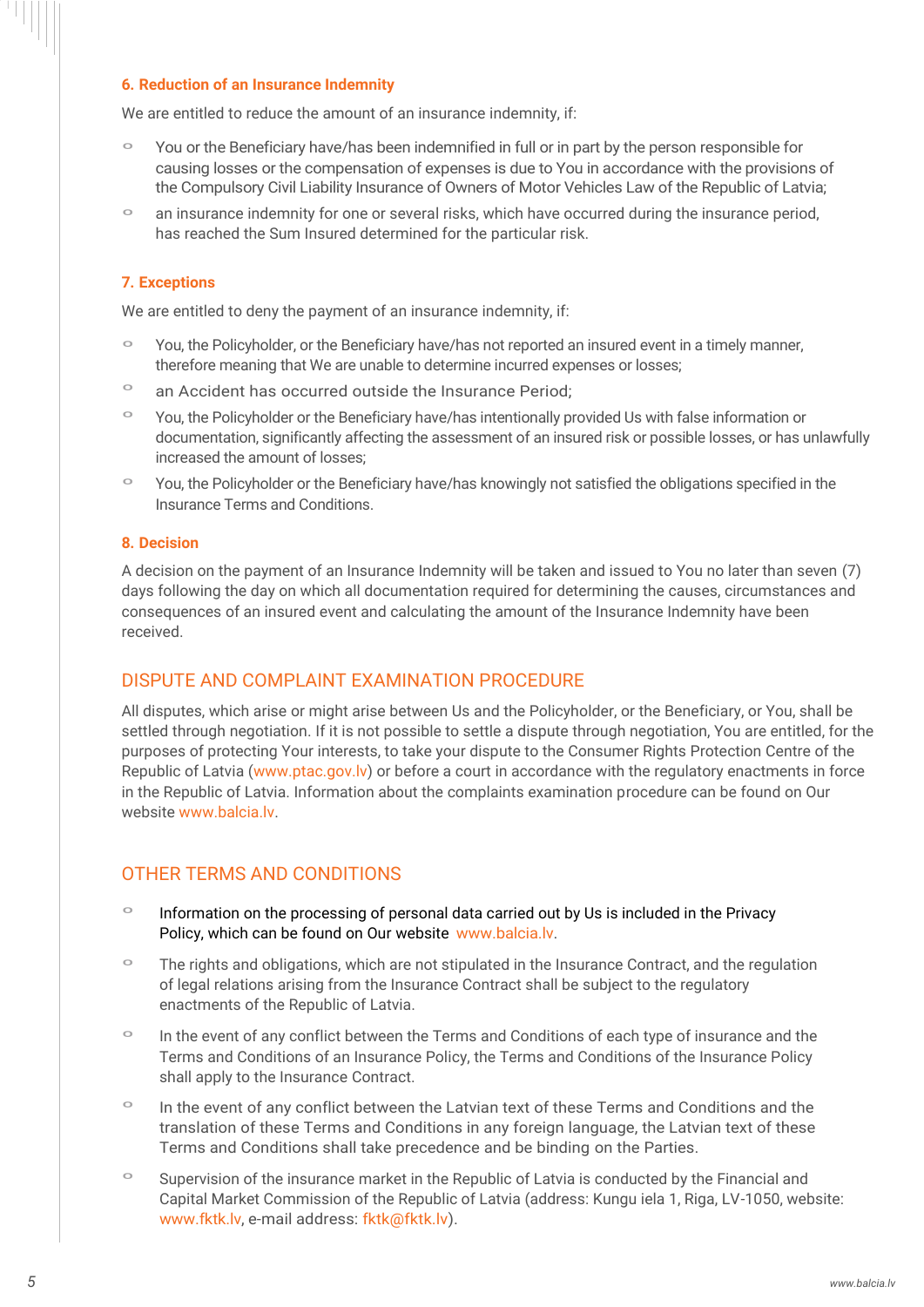### 6. Reduction of an Insurance Indemnity

We are entitled to reduce the amount of an insurance indemnity, if:

- You or the Beneficiary have/has been indemnified in full or in part by the person responsible for causing losses or the compensation of expenses is due to You in accordance with the provisions of the Compulsory Civil Liability Insurance of Owners of Motor Vehicles Law of the Republic of Latvia;
- an insurance indemnity for one or several risks, which have occurred during the insurance period, has reached the Sum Insured determined for the particular risk.

### 7. Exceptions

We are entitled to deny the payment of an insurance indemnity, if:

- You, the Policyholder, or the Beneficiary have/has not reported an insured event in a timely manner, therefore meaning that We are unable to determine incurred expenses or losses;
- an Accident has occurred outside the Insurance Period;
- You, the Policyholder or the Beneficiary have/has intentionally provided Us with false information or documentation, significantly affecting the assessment of an insured risk or possible losses, or has unlawfully increased the amount of losses;
- You, the Policyholder or the Beneficiary have/has knowingly not satisfied the obligations specified in the Insurance Terms and Conditions.

### 8. Decision

A decision on the payment of an Insurance Indemnity will be taken and issued to You no later than seven (7) days following the day on which all documentation required for determining the causes, circumstances and consequences of an insured event and calculating the amount of the Insurance Indemnity have been received.

## DISPUTE AND COMPLAINT EXAMINATION PROCEDURE

All disputes, which arise or might arise between Us and the Policyholder, or the Beneficiary, or You, shall be settled through negotiation. If it is not possible to settle a dispute through negotiation, You are entitled, for the purposes of protecting Your interests, to take your dispute to the Consumer Rights Protection Centre of the Republic of Latvia (www.ptac.gov.lv) or before a court in accordance with the regulatory enactments in force in the Republic of Latvia. Information about the complaints examination procedure can be found on Our website www.balcia.lv.

## OTHER TERMS AND CONDITIONS

- Information on the processing of personal data carried out by Us is included in the Privacy Policy, which can be found on Our website www.balcia.lv.
- The rights and obligations, which are not stipulated in the Insurance Contract, and the regulation of legal relations arising from the Insurance Contract shall be subject to the regulatory enactments of the Republic of Latvia.
- In the event of any conflict between the Terms and Conditions of each type of insurance and the Terms and Conditions of an Insurance Policy, the Terms and Conditions of the Insurance Policy shall apply to the Insurance Contract.
- In the event of any conflict between the Latvian text of these Terms and Conditions and the translation of these Terms and Conditions in any foreign language, the Latvian text of these Terms and Conditions shall take precedence and be binding on the Parties.
- Supervision of the insurance market in the Republic of Latvia is conducted by the Financial and Capital Market Commission of the Republic of Latvia (address: Kungu iela 1, Riga, LV-1050, website: www.fktk.lv, e-mail address: fktk@fktk.lv).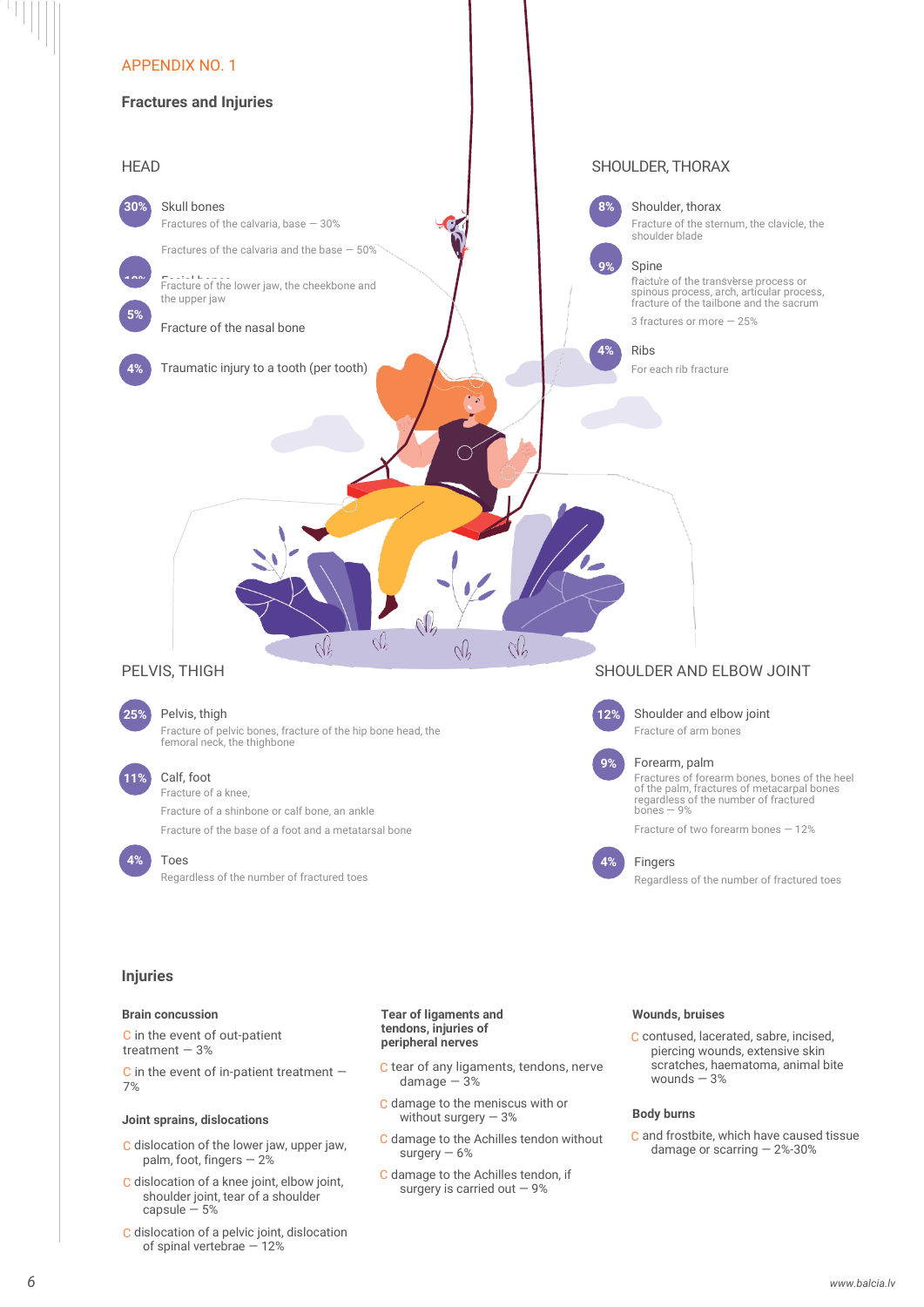APPENDIX NO. 1

## Fractures and Injuries

### HEAD

**30%** Skull bones
Fractures of the calvaria, base — 30%
Fractures of the calvaria and the base — 50%

**10%** Facial bones
Fracture of the lower jaw, the cheekbone and the upper jaw

**5%** Fracture of the nasal bone

**4%** Traumatic injury to a tooth (per tooth)

### SHOULDER, THORAX

**8%** Shoulder, thorax
Fracture of the sternum, the clavicle, the shoulder blade

**9%** Spine
fracture of the transverse process or spinous process, arch, articular process, fracture of the tailbone and the sacrum
3 fractures or more — 25%

**4%** Ribs
For each rib fracture

### PELVIS, THIGH

**25%** Pelvis, thigh
Fracture of pelvic bones, fracture of the hip bone head, the femoral neck, the thighbone

**11%** Calf, foot
Fracture of a knee,
Fracture of a shinbone or calf bone, an ankle
Fracture of the base of a foot and a metatarsal bone

**4%** Toes
Regardless of the number of fractured toes

### SHOULDER AND ELBOW JOINT

**12%** Shoulder and elbow joint
Fracture of arm bones

**9%** Forearm, palm
Fractures of forearm bones, bones of the heel of the palm, fractures of metacarpal bones regardless of the number of fractured bones — 9%
Fracture of two forearm bones — 12%

**4%** Fingers
Regardless of the number of fractured toes

## Injuries

**Brain concussion**

- in the event of out-patient treatment — 3%
- in the event of in-patient treatment — 7%

**Joint sprains, dislocations**

- dislocation of the lower jaw, upper jaw, palm, foot, fingers — 2%
- dislocation of a knee joint, elbow joint, shoulder joint, tear of a shoulder capsule — 5%
- dislocation of a pelvic joint, dislocation of spinal vertebrae — 12%

**Tear of ligaments and tendons, injuries of peripheral nerves**

- tear of any ligaments, tendons, nerve damage — 3%
- damage to the meniscus with or without surgery — 3%
- damage to the Achilles tendon without surgery — 6%
- damage to the Achilles tendon, if surgery is carried out — 9%

**Wounds, bruises**

- contused, lacerated, sabre, incised, piercing wounds, extensive skin scratches, haematoma, animal bite wounds — 3%

**Body burns**

- and frostbite, which have caused tissue damage or scarring — 2%-30%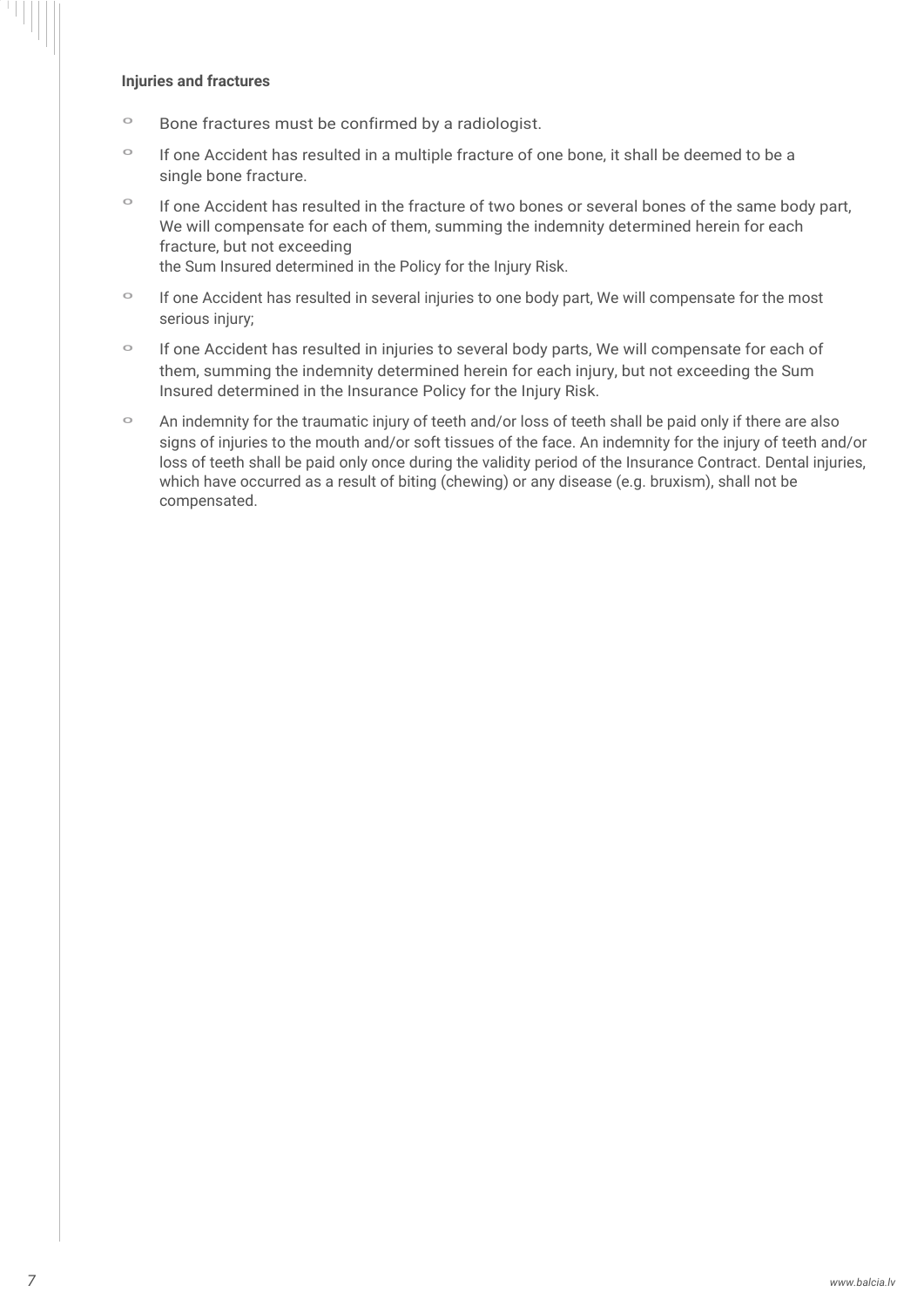**Injuries and fractures**

- Bone fractures must be confirmed by a radiologist.
- If one Accident has resulted in a multiple fracture of one bone, it shall be deemed to be a single bone fracture.
- If one Accident has resulted in the fracture of two bones or several bones of the same body part, We will compensate for each of them, summing the indemnity determined herein for each fracture, but not exceeding the Sum Insured determined in the Policy for the Injury Risk.
- If one Accident has resulted in several injuries to one body part, We will compensate for the most serious injury;
- If one Accident has resulted in injuries to several body parts, We will compensate for each of them, summing the indemnity determined herein for each injury, but not exceeding the Sum Insured determined in the Insurance Policy for the Injury Risk.
- An indemnity for the traumatic injury of teeth and/or loss of teeth shall be paid only if there are also signs of injuries to the mouth and/or soft tissues of the face. An indemnity for the injury of teeth and/or loss of teeth shall be paid only once during the validity period of the Insurance Contract. Dental injuries, which have occurred as a result of biting (chewing) or any disease (e.g. bruxism), shall not be compensated.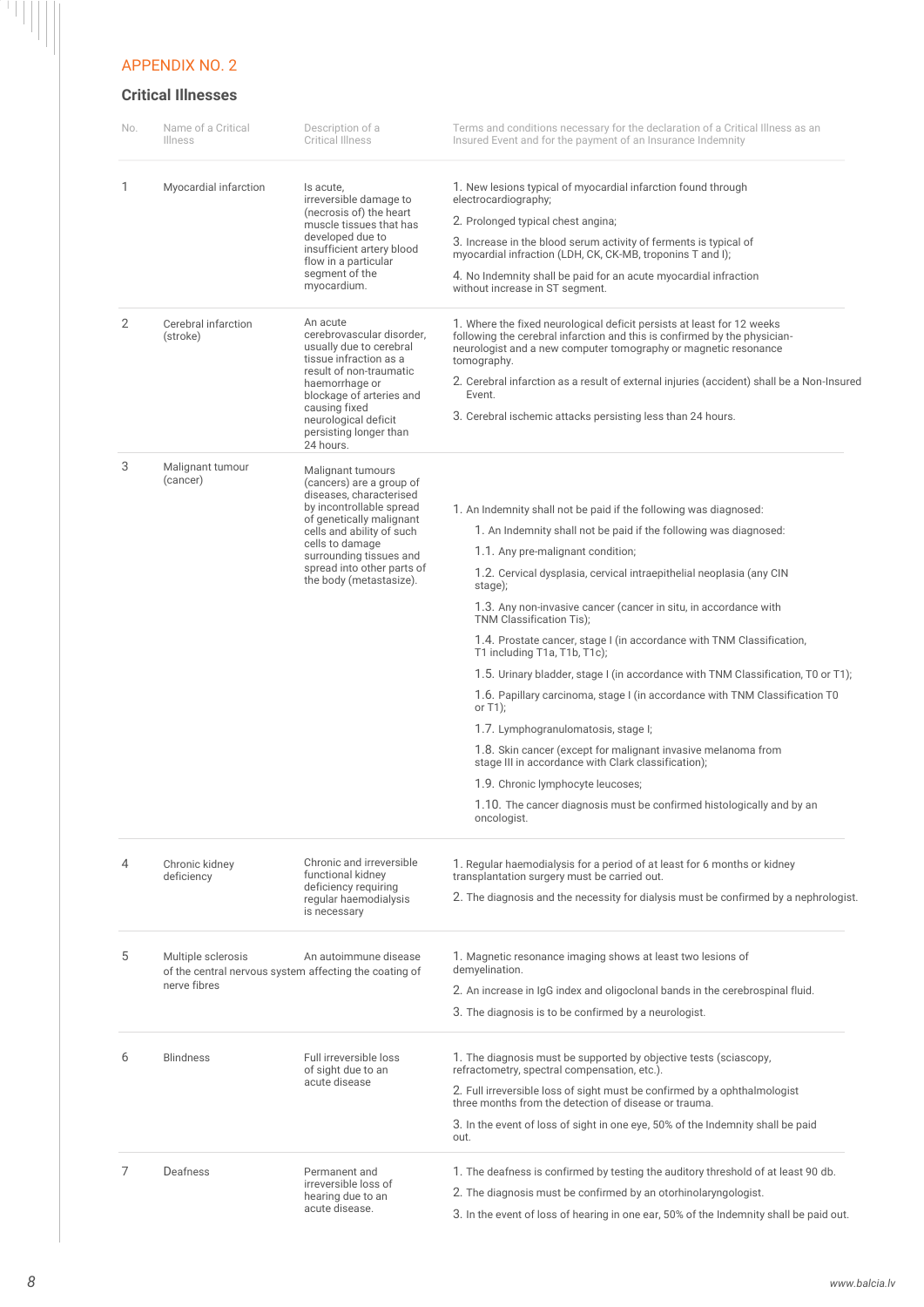## APPENDIX NO. 2

### Critical Illnesses

| No. | Name of a Critical Illness | Description of a Critical Illness | Terms and conditions necessary for the declaration of a Critical Illness as an Insured Event and for the payment of an Insurance Indemnity |
|---|---|---|---|
| 1 | Myocardial infarction | Is acute, irreversible damage to (necrosis of) the heart muscle tissues that has developed due to insufficient artery blood flow in a particular segment of the myocardium. | 1. New lesions typical of myocardial infarction found through electrocardiography;<br>2. Prolonged typical chest angina;<br>3. Increase in the blood serum activity of ferments is typical of myocardial infraction (LDH, CK, CK-MB, troponins T and I);<br>4. No Indemnity shall be paid for an acute myocardial infraction without increase in ST segment. |
| 2 | Cerebral infarction (stroke) | An acute cerebrovascular disorder, usually due to cerebral tissue infraction as a result of non-traumatic haemorrhage or blockage of arteries and causing fixed neurological deficit persisting longer than 24 hours. | 1. Where the fixed neurological deficit persists at least for 12 weeks following the cerebral infarction and this is confirmed by the physician-neurologist and a new computer tomography or magnetic resonance tomography.<br>2. Cerebral infarction as a result of external injuries (accident) shall be a Non-Insured Event.<br>3. Cerebral ischemic attacks persisting less than 24 hours. |
| 3 | Malignant tumour (cancer) | Malignant tumours (cancers) are a group of diseases, characterised by incontrollable spread of genetically malignant cells and ability of such cells to damage surrounding tissues and spread into other parts of the body (metastasize). | 1. An Indemnity shall not be paid if the following was diagnosed:<br>1. An Indemnity shall not be paid if the following was diagnosed:<br>1.1. Any pre-malignant condition;<br>1.2. Cervical dysplasia, cervical intraepithelial neoplasia (any CIN stage);<br>1.3. Any non-invasive cancer (cancer in situ, in accordance with TNM Classification Tis);<br>1.4. Prostate cancer, stage I (in accordance with TNM Classification, T1 including T1a, T1b, T1c);<br>1.5. Urinary bladder, stage I (in accordance with TNM Classification, T0 or T1);<br>1.6. Papillary carcinoma, stage I (in accordance with TNM Classification T0 or T1);<br>1.7. Lymphogranulomatosis, stage I;<br>1.8. Skin cancer (except for malignant invasive melanoma from stage III in accordance with Clark classification);<br>1.9. Chronic lymphocyte leucoses;<br>1.10. The cancer diagnosis must be confirmed histologically and by an oncologist. |
| 4 | Chronic kidney deficiency | Chronic and irreversible functional kidney deficiency requiring regular haemodialysis is necessary | 1. Regular haemodialysis for a period of at least for 6 months or kidney transplantation surgery must be carried out.<br>2. The diagnosis and the necessity for dialysis must be confirmed by a nephrologist. |
| 5 | Multiple sclerosis | An autoimmune disease of the central nervous system affecting the coating of nerve fibres | 1. Magnetic resonance imaging shows at least two lesions of demyelination.<br>2. An increase in IgG index and oligoclonal bands in the cerebrospinal fluid.<br>3. The diagnosis is to be confirmed by a neurologist. |
| 6 | Blindness | Full irreversible loss of sight due to an acute disease | 1. The diagnosis must be supported by objective tests (sciascopy, refractometry, spectral compensation, etc.).<br>2. Full irreversible loss of sight must be confirmed by a ophthalmologist three months from the detection of disease or trauma.<br>3. In the event of loss of sight in one eye, 50% of the Indemnity shall be paid out. |
| 7 | Deafness | Permanent and irreversible loss of hearing due to an acute disease. | 1. The deafness is confirmed by testing the auditory threshold of at least 90 db.<br>2. The diagnosis must be confirmed by an otorhinolaryngologist.<br>3. In the event of loss of hearing in one ear, 50% of the Indemnity shall be paid out. |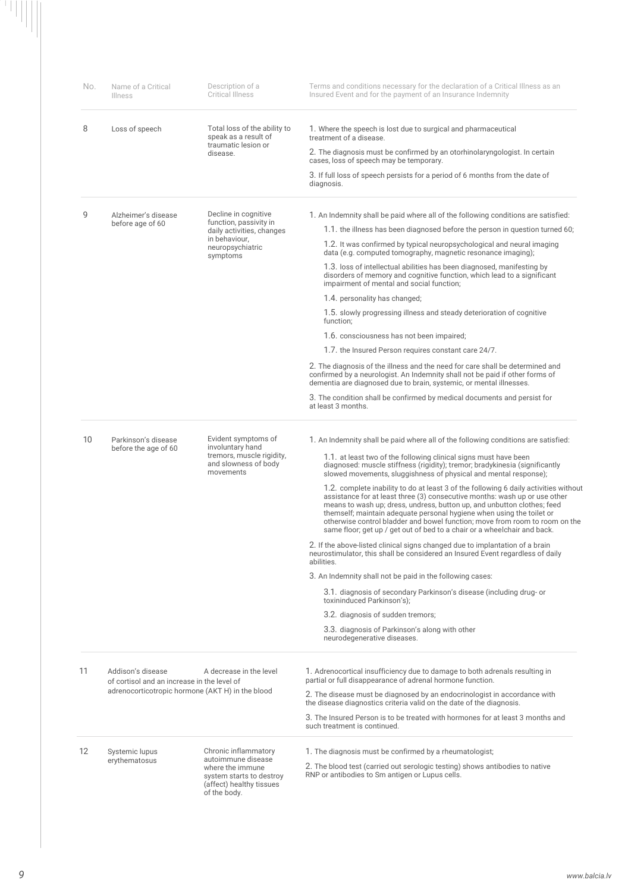| No. | Name of a Critical Illness | Description of a Critical Illness | Terms and conditions necessary for the declaration of a Critical Illness as an Insured Event and for the payment of an Insurance Indemnity |
|---|---|---|---|
| 8 | Loss of speech | Total loss of the ability to speak as a result of traumatic lesion or disease. | 1. Where the speech is lost due to surgical and pharmaceutical treatment of a disease.<br>2. The diagnosis must be confirmed by an otorhinolaryngologist. In certain cases, loss of speech may be temporary.<br>3. If full loss of speech persists for a period of 6 months from the date of diagnosis. |
| 9 | Alzheimer's disease before age of 60 | Decline in cognitive function, passivity in daily activities, changes in behaviour, neuropsychiatric symptoms | 1. An Indemnity shall be paid where all of the following conditions are satisfied:<br>1.1. the illness has been diagnosed before the person in question turned 60;<br>1.2. It was confirmed by typical neuropsychological and neural imaging data (e.g. computed tomography, magnetic resonance imaging);<br>1.3. loss of intellectual abilities has been diagnosed, manifesting by disorders of memory and cognitive function, which lead to a significant impairment of mental and social function;<br>1.4. personality has changed;<br>1.5. slowly progressing illness and steady deterioration of cognitive function;<br>1.6. consciousness has not been impaired;<br>1.7. the Insured Person requires constant care 24/7.<br>2. The diagnosis of the illness and the need for care shall be determined and confirmed by a neurologist. An Indemnity shall not be paid if other forms of dementia are diagnosed due to brain, systemic, or mental illnesses.<br>3. The condition shall be confirmed by medical documents and persist for at least 3 months. |
| 10 | Parkinson's disease before the age of 60 | Evident symptoms of involuntary hand tremors, muscle rigidity, and slowness of body movements | 1. An Indemnity shall be paid where all of the following conditions are satisfied:<br>1.1. at least two of the following clinical signs must have been diagnosed: muscle stiffness (rigidity); tremor; bradykinesia (significantly slowed movements, sluggishness of physical and mental response);<br>1.2. complete inability to do at least 3 of the following 6 daily activities without assistance for at least three (3) consecutive months: wash up or use other means to wash up; dress, undress, button up, and unbutton clothes; feed themself; maintain adequate personal hygiene when using the toilet or otherwise control bladder and bowel function; move from room to room on the same floor; get up / get out of bed to a chair or a wheelchair and back.<br>2. If the above-listed clinical signs changed due to implantation of a brain neurostimulator, this shall be considered an Insured Event regardless of daily abilities.<br>3. An Indemnity shall not be paid in the following cases:<br>3.1. diagnosis of secondary Parkinson's disease (including drug- or toxininduced Parkinson's);<br>3.2. diagnosis of sudden tremors;<br>3.3. diagnosis of Parkinson's along with other neurodegenerative diseases. |
| 11 | Addison's disease | A decrease in the level of cortisol and an increase in the level of adrenocorticotropic hormone (AKT H) in the blood | 1. Adrenocortical insufficiency due to damage to both adrenals resulting in partial or full disappearance of adrenal hormone function.<br>2. The disease must be diagnosed by an endocrinologist in accordance with the disease diagnostics criteria valid on the date of the diagnosis.<br>3. The Insured Person is to be treated with hormones for at least 3 months and such treatment is continued. |
| 12 | Systemic lupus erythematosus | Chronic inflammatory autoimmune disease where the immune system starts to destroy (affect) healthy tissues of the body. | 1. The diagnosis must be confirmed by a rheumatologist;<br>2. The blood test (carried out serologic testing) shows antibodies to native RNP or antibodies to Sm antigen or Lupus cells. |